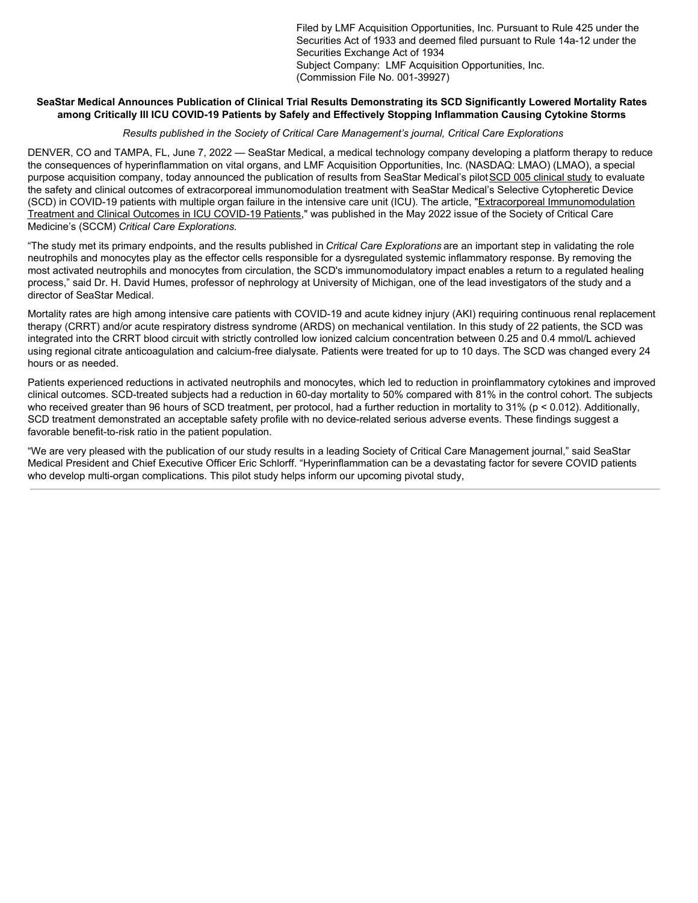Filed by LMF Acquisition Opportunities, Inc. Pursuant to Rule 425 under the Securities Act of 1933 and deemed filed pursuant to Rule 14a-12 under the Securities Exchange Act of 1934
Subject Company: LMF Acquisition Opportunities, Inc.
(Commission File No. 001-39927)

**SeaStar Medical Announces Publication of Clinical Trial Results Demonstrating its SCD Significantly Lowered Mortality Rates among Critically Ill ICU COVID-19 Patients by Safely and Effectively Stopping Inflammation Causing Cytokine Storms**

*Results published in the Society of Critical Care Management's journal, Critical Care Explorations*

DENVER, CO and TAMPA, FL, June 7, 2022 — SeaStar Medical, a medical technology company developing a platform therapy to reduce the consequences of hyperinflammation on vital organs, and LMF Acquisition Opportunities, Inc. (NASDAQ: LMAO) (LMAO), a special purpose acquisition company, today announced the publication of results from SeaStar Medical's pilot SCD 005 clinical study to evaluate the safety and clinical outcomes of extracorporeal immunomodulation treatment with SeaStar Medical's Selective Cytopheretic Device (SCD) in COVID-19 patients with multiple organ failure in the intensive care unit (ICU). The article, "Extracorporeal Immunomodulation Treatment and Clinical Outcomes in ICU COVID-19 Patients," was published in the May 2022 issue of the Society of Critical Care Medicine's (SCCM) *Critical Care Explorations.*

"The study met its primary endpoints, and the results published in *Critical Care Explorations* are an important step in validating the role neutrophils and monocytes play as the effector cells responsible for a dysregulated systemic inflammatory response. By removing the most activated neutrophils and monocytes from circulation, the SCD's immunomodulatory impact enables a return to a regulated healing process," said Dr. H. David Humes, professor of nephrology at University of Michigan, one of the lead investigators of the study and a director of SeaStar Medical.

Mortality rates are high among intensive care patients with COVID-19 and acute kidney injury (AKI) requiring continuous renal replacement therapy (CRRT) and/or acute respiratory distress syndrome (ARDS) on mechanical ventilation. In this study of 22 patients, the SCD was integrated into the CRRT blood circuit with strictly controlled low ionized calcium concentration between 0.25 and 0.4 mmol/L achieved using regional citrate anticoagulation and calcium-free dialysate. Patients were treated for up to 10 days. The SCD was changed every 24 hours or as needed.

Patients experienced reductions in activated neutrophils and monocytes, which led to reduction in proinflammatory cytokines and improved clinical outcomes. SCD-treated subjects had a reduction in 60-day mortality to 50% compared with 81% in the control cohort. The subjects who received greater than 96 hours of SCD treatment, per protocol, had a further reduction in mortality to 31% ($p < 0.012$). Additionally, SCD treatment demonstrated an acceptable safety profile with no device-related serious adverse events. These findings suggest a favorable benefit-to-risk ratio in the patient population.

"We are very pleased with the publication of our study results in a leading Society of Critical Care Management journal," said SeaStar Medical President and Chief Executive Officer Eric Schlorff. "Hyperinflammation can be a devastating factor for severe COVID patients who develop multi-organ complications. This pilot study helps inform our upcoming pivotal study,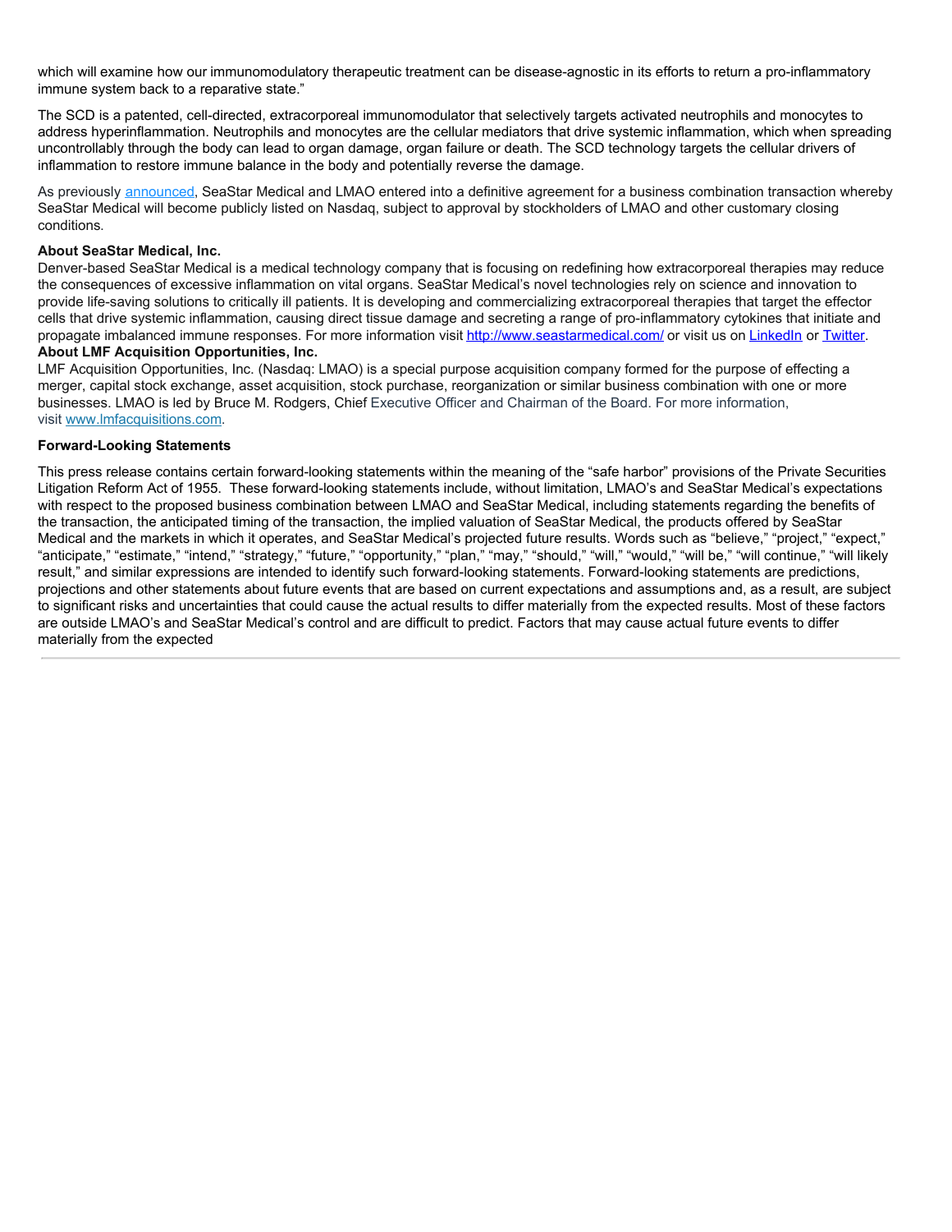which will examine how our immunomodulatory therapeutic treatment can be disease-agnostic in its efforts to return a pro-inflammatory immune system back to a reparative state."

The SCD is a patented, cell-directed, extracorporeal immunomodulator that selectively targets activated neutrophils and monocytes to address hyperinflammation. Neutrophils and monocytes are the cellular mediators that drive systemic inflammation, which when spreading uncontrollably through the body can lead to organ damage, organ failure or death. The SCD technology targets the cellular drivers of inflammation to restore immune balance in the body and potentially reverse the damage.

As previously announced, SeaStar Medical and LMAO entered into a definitive agreement for a business combination transaction whereby SeaStar Medical will become publicly listed on Nasdaq, subject to approval by stockholders of LMAO and other customary closing conditions.

**About SeaStar Medical, Inc.**
Denver-based SeaStar Medical is a medical technology company that is focusing on redefining how extracorporeal therapies may reduce the consequences of excessive inflammation on vital organs. SeaStar Medical's novel technologies rely on science and innovation to provide life-saving solutions to critically ill patients. It is developing and commercializing extracorporeal therapies that target the effector cells that drive systemic inflammation, causing direct tissue damage and secreting a range of pro-inflammatory cytokines that initiate and propagate imbalanced immune responses. For more information visit http://www.seastarmedical.com/ or visit us on LinkedIn or Twitter.

**About LMF Acquisition Opportunities, Inc.**
LMF Acquisition Opportunities, Inc. (Nasdaq: LMAO) is a special purpose acquisition company formed for the purpose of effecting a merger, capital stock exchange, asset acquisition, stock purchase, reorganization or similar business combination with one or more businesses. LMAO is led by Bruce M. Rodgers, Chief Executive Officer and Chairman of the Board. For more information, visit www.lmfacquisitions.com.

**Forward-Looking Statements**

This press release contains certain forward-looking statements within the meaning of the "safe harbor" provisions of the Private Securities Litigation Reform Act of 1955. These forward-looking statements include, without limitation, LMAO's and SeaStar Medical's expectations with respect to the proposed business combination between LMAO and SeaStar Medical, including statements regarding the benefits of the transaction, the anticipated timing of the transaction, the implied valuation of SeaStar Medical, the products offered by SeaStar Medical and the markets in which it operates, and SeaStar Medical's projected future results. Words such as "believe," "project," "expect," "anticipate," "estimate," "intend," "strategy," "future," "opportunity," "plan," "may," "should," "will," "would," "will be," "will continue," "will likely result," and similar expressions are intended to identify such forward-looking statements. Forward-looking statements are predictions, projections and other statements about future events that are based on current expectations and assumptions and, as a result, are subject to significant risks and uncertainties that could cause the actual results to differ materially from the expected results. Most of these factors are outside LMAO's and SeaStar Medical's control and are difficult to predict. Factors that may cause actual future events to differ materially from the expected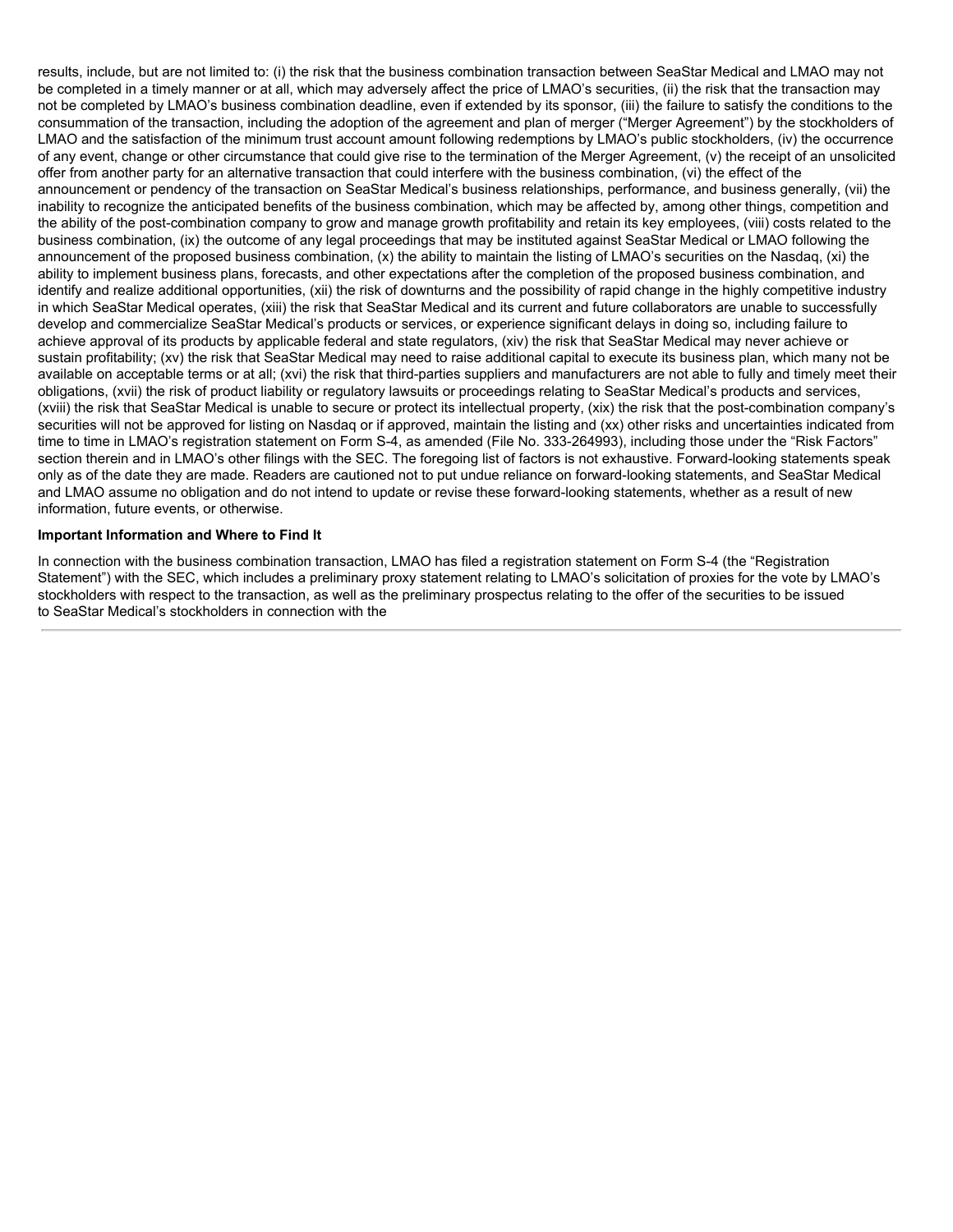results, include, but are not limited to: (i) the risk that the business combination transaction between SeaStar Medical and LMAO may not be completed in a timely manner or at all, which may adversely affect the price of LMAO's securities, (ii) the risk that the transaction may not be completed by LMAO's business combination deadline, even if extended by its sponsor, (iii) the failure to satisfy the conditions to the consummation of the transaction, including the adoption of the agreement and plan of merger ("Merger Agreement") by the stockholders of LMAO and the satisfaction of the minimum trust account amount following redemptions by LMAO's public stockholders, (iv) the occurrence of any event, change or other circumstance that could give rise to the termination of the Merger Agreement, (v) the receipt of an unsolicited offer from another party for an alternative transaction that could interfere with the business combination, (vi) the effect of the announcement or pendency of the transaction on SeaStar Medical's business relationships, performance, and business generally, (vii) the inability to recognize the anticipated benefits of the business combination, which may be affected by, among other things, competition and the ability of the post-combination company to grow and manage growth profitability and retain its key employees, (viii) costs related to the business combination, (ix) the outcome of any legal proceedings that may be instituted against SeaStar Medical or LMAO following the announcement of the proposed business combination, (x) the ability to maintain the listing of LMAO's securities on the Nasdaq, (xi) the ability to implement business plans, forecasts, and other expectations after the completion of the proposed business combination, and identify and realize additional opportunities, (xii) the risk of downturns and the possibility of rapid change in the highly competitive industry in which SeaStar Medical operates, (xiii) the risk that SeaStar Medical and its current and future collaborators are unable to successfully develop and commercialize SeaStar Medical's products or services, or experience significant delays in doing so, including failure to achieve approval of its products by applicable federal and state regulators, (xiv) the risk that SeaStar Medical may never achieve or sustain profitability; (xv) the risk that SeaStar Medical may need to raise additional capital to execute its business plan, which many not be available on acceptable terms or at all; (xvi) the risk that third-parties suppliers and manufacturers are not able to fully and timely meet their obligations, (xvii) the risk of product liability or regulatory lawsuits or proceedings relating to SeaStar Medical's products and services, (xviii) the risk that SeaStar Medical is unable to secure or protect its intellectual property, (xix) the risk that the post-combination company's securities will not be approved for listing on Nasdaq or if approved, maintain the listing and (xx) other risks and uncertainties indicated from time to time in LMAO's registration statement on Form S-4, as amended (File No. 333-264993), including those under the "Risk Factors" section therein and in LMAO's other filings with the SEC. The foregoing list of factors is not exhaustive. Forward-looking statements speak only as of the date they are made. Readers are cautioned not to put undue reliance on forward-looking statements, and SeaStar Medical and LMAO assume no obligation and do not intend to update or revise these forward-looking statements, whether as a result of new information, future events, or otherwise.

**Important Information and Where to Find It**

In connection with the business combination transaction, LMAO has filed a registration statement on Form S-4 (the "Registration Statement") with the SEC, which includes a preliminary proxy statement relating to LMAO's solicitation of proxies for the vote by LMAO's stockholders with respect to the transaction, as well as the preliminary prospectus relating to the offer of the securities to be issued to SeaStar Medical's stockholders in connection with the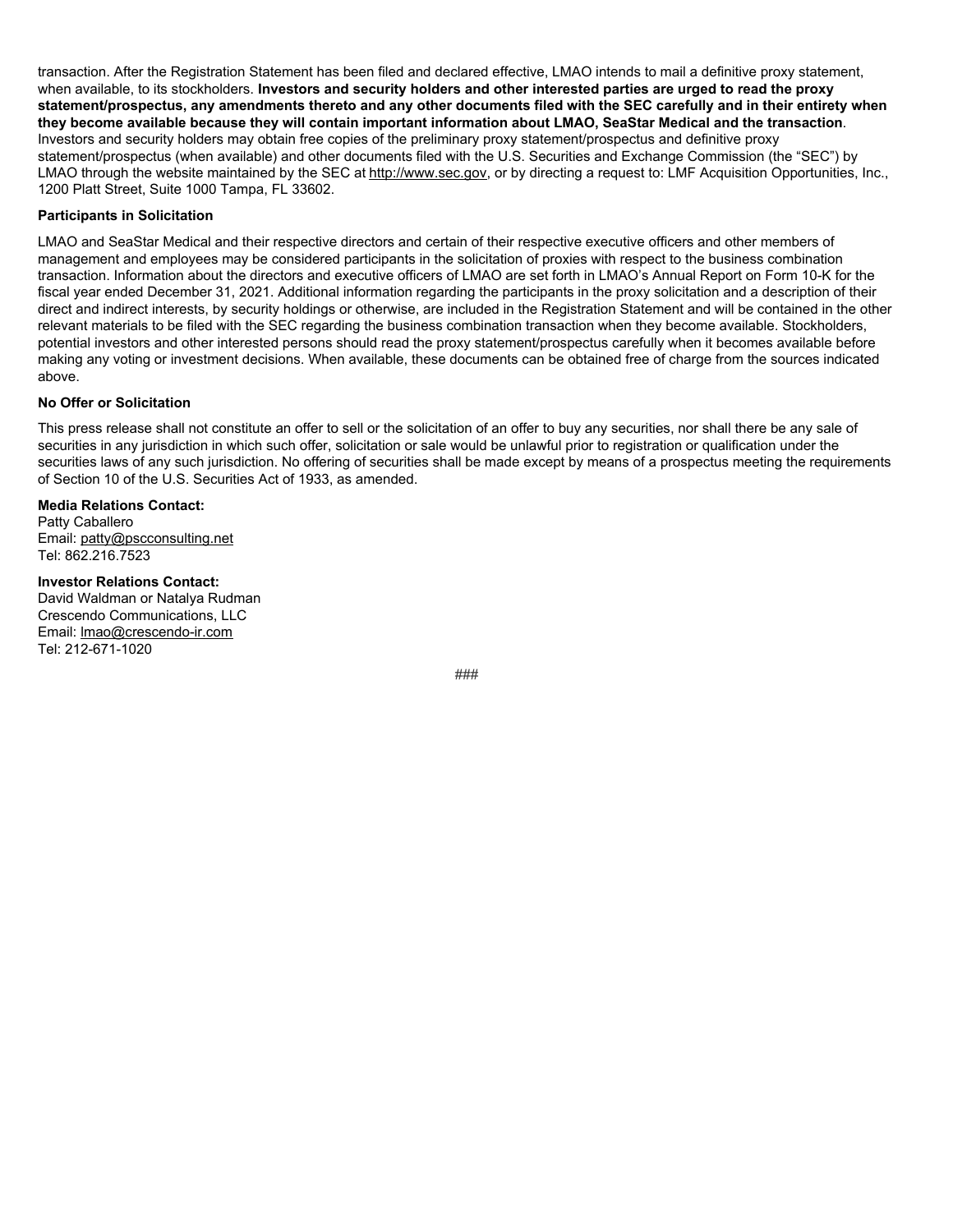transaction. After the Registration Statement has been filed and declared effective, LMAO intends to mail a definitive proxy statement, when available, to its stockholders. **Investors and security holders and other interested parties are urged to read the proxy statement/prospectus, any amendments thereto and any other documents filed with the SEC carefully and in their entirety when they become available because they will contain important information about LMAO, SeaStar Medical and the transaction**. Investors and security holders may obtain free copies of the preliminary proxy statement/prospectus and definitive proxy statement/prospectus (when available) and other documents filed with the U.S. Securities and Exchange Commission (the "SEC") by LMAO through the website maintained by the SEC at http://www.sec.gov, or by directing a request to: LMF Acquisition Opportunities, Inc., 1200 Platt Street, Suite 1000 Tampa, FL 33602.

**Participants in Solicitation**

LMAO and SeaStar Medical and their respective directors and certain of their respective executive officers and other members of management and employees may be considered participants in the solicitation of proxies with respect to the business combination transaction. Information about the directors and executive officers of LMAO are set forth in LMAO's Annual Report on Form 10-K for the fiscal year ended December 31, 2021. Additional information regarding the participants in the proxy solicitation and a description of their direct and indirect interests, by security holdings or otherwise, are included in the Registration Statement and will be contained in the other relevant materials to be filed with the SEC regarding the business combination transaction when they become available. Stockholders, potential investors and other interested persons should read the proxy statement/prospectus carefully when it becomes available before making any voting or investment decisions. When available, these documents can be obtained free of charge from the sources indicated above.

**No Offer or Solicitation**

This press release shall not constitute an offer to sell or the solicitation of an offer to buy any securities, nor shall there be any sale of securities in any jurisdiction in which such offer, solicitation or sale would be unlawful prior to registration or qualification under the securities laws of any such jurisdiction. No offering of securities shall be made except by means of a prospectus meeting the requirements of Section 10 of the U.S. Securities Act of 1933, as amended.

**Media Relations Contact:**
Patty Caballero
Email: patty@pscconsulting.net
Tel: 862.216.7523

**Investor Relations Contact:**
David Waldman or Natalya Rudman
Crescendo Communications, LLC
Email: lmao@crescendo-ir.com
Tel: 212-671-1020

###